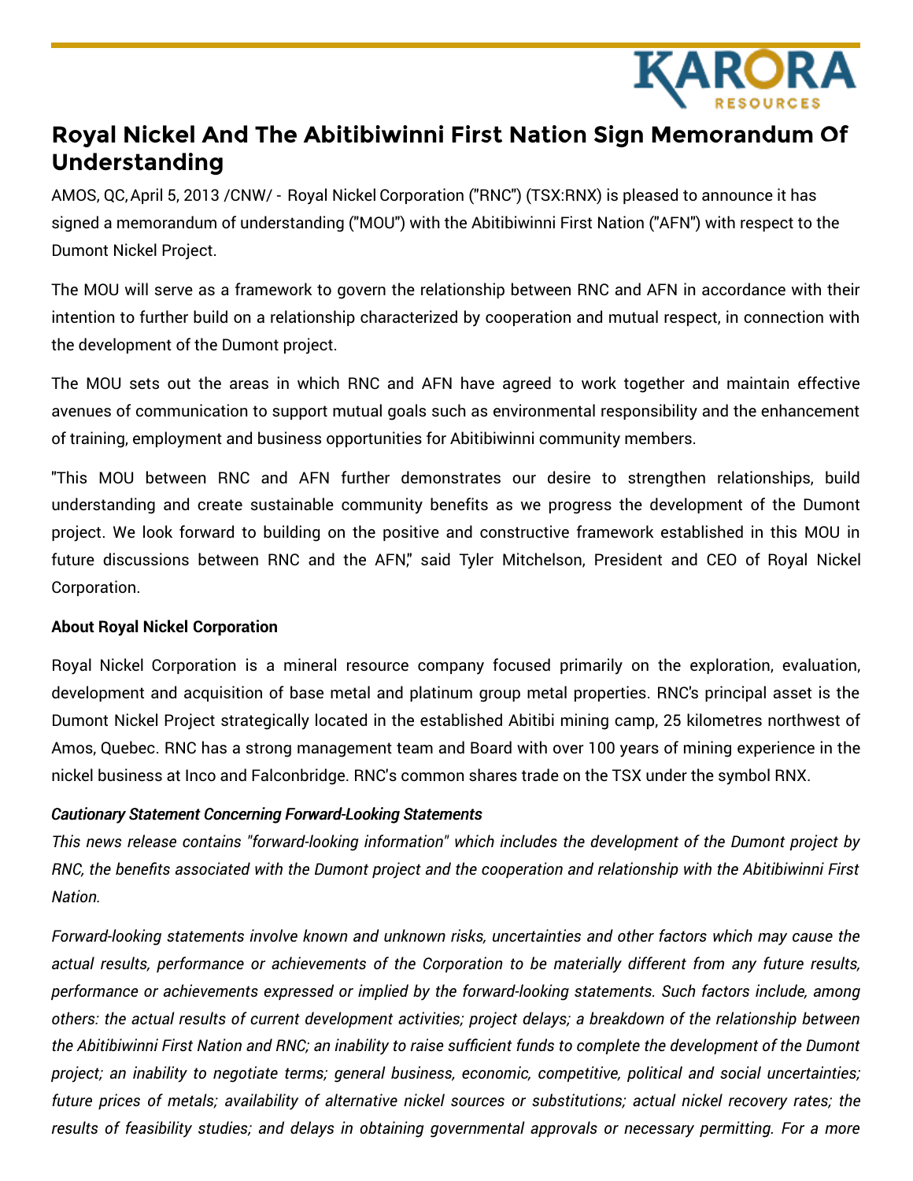# Royal Nickel And The Abitibiwinni First Nation Sign Memorandum Of Understanding

AMOS, QC, April 5, 2013 /CNW/ - Royal Nickel Corporation ("RNC") (TSX:RNX) is pleased to announce it has signed a memorandum of understanding ("MOU") with the Abitibiwinni First Nation ("AFN") with respect to the Dumont Nickel Project.

The MOU will serve as a framework to govern the relationship between RNC and AFN in accordance with their intention to further build on a relationship characterized by cooperation and mutual respect, in connection with the development of the Dumont project.

The MOU sets out the areas in which RNC and AFN have agreed to work together and maintain effective avenues of communication to support mutual goals such as environmental responsibility and the enhancement of training, employment and business opportunities for Abitibiwinni community members.

"This MOU between RNC and AFN further demonstrates our desire to strengthen relationships, build understanding and create sustainable community benefits as we progress the development of the Dumont project. We look forward to building on the positive and constructive framework established in this MOU in future discussions between RNC and the AFN," said Tyler Mitchelson, President and CEO of Royal Nickel Corporation.

**About Royal Nickel Corporation**

Royal Nickel Corporation is a mineral resource company focused primarily on the exploration, evaluation, development and acquisition of base metal and platinum group metal properties. RNC's principal asset is the Dumont Nickel Project strategically located in the established Abitibi mining camp, 25 kilometres northwest of Amos, Quebec. RNC has a strong management team and Board with over 100 years of mining experience in the nickel business at Inco and Falconbridge. RNC's common shares trade on the TSX under the symbol RNX.

***Cautionary Statement Concerning Forward-Looking Statements***

*This news release contains "forward-looking information" which includes the development of the Dumont project by RNC, the benefits associated with the Dumont project and the cooperation and relationship with the Abitibiwinni First Nation.*

*Forward-looking statements involve known and unknown risks, uncertainties and other factors which may cause the actual results, performance or achievements of the Corporation to be materially different from any future results, performance or achievements expressed or implied by the forward-looking statements. Such factors include, among others: the actual results of current development activities; project delays; a breakdown of the relationship between the Abitibiwinni First Nation and RNC; an inability to raise sufficient funds to complete the development of the Dumont project; an inability to negotiate terms; general business, economic, competitive, political and social uncertainties; future prices of metals; availability of alternative nickel sources or substitutions; actual nickel recovery rates; the results of feasibility studies; and delays in obtaining governmental approvals or necessary permitting. For a more*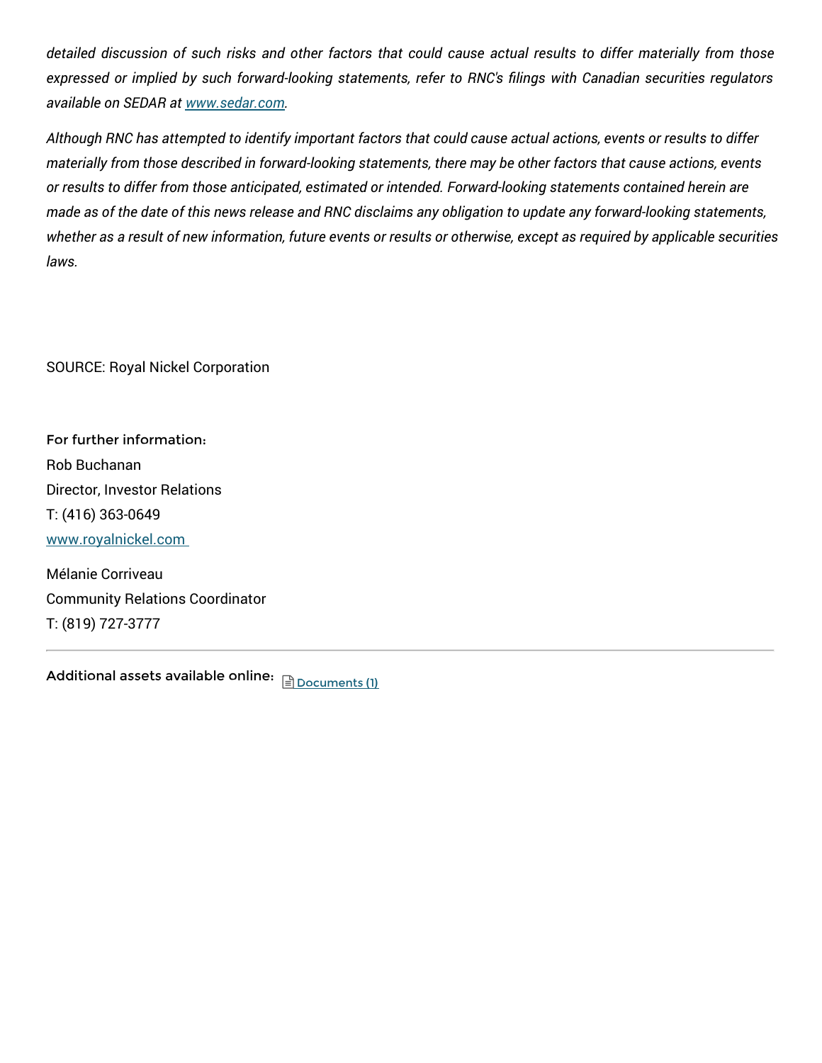*detailed discussion of such risks and other factors that could cause actual results to differ materially from those expressed or implied by such forward-looking statements, refer to RNC's filings with Canadian securities regulators available on SEDAR at [www.sedar.com](http://www.sedar.com).*

*Although RNC has attempted to identify important factors that could cause actual actions, events or results to differ materially from those described in forward-looking statements, there may be other factors that cause actions, events or results to differ from those anticipated, estimated or intended. Forward-looking statements contained herein are made as of the date of this news release and RNC disclaims any obligation to update any forward-looking statements, whether as a result of new information, future events or results or otherwise, except as required by applicable securities laws.*

SOURCE: Royal Nickel Corporation

For further information:
Rob Buchanan
Director, Investor Relations
T: (416) 363-0649
[www.royalnickel.com](http://www.royalnickel.com)

Mélanie Corriveau
Community Relations Coordinator
T: (819) 727-3777

---

Additional assets available online: Documents (1)